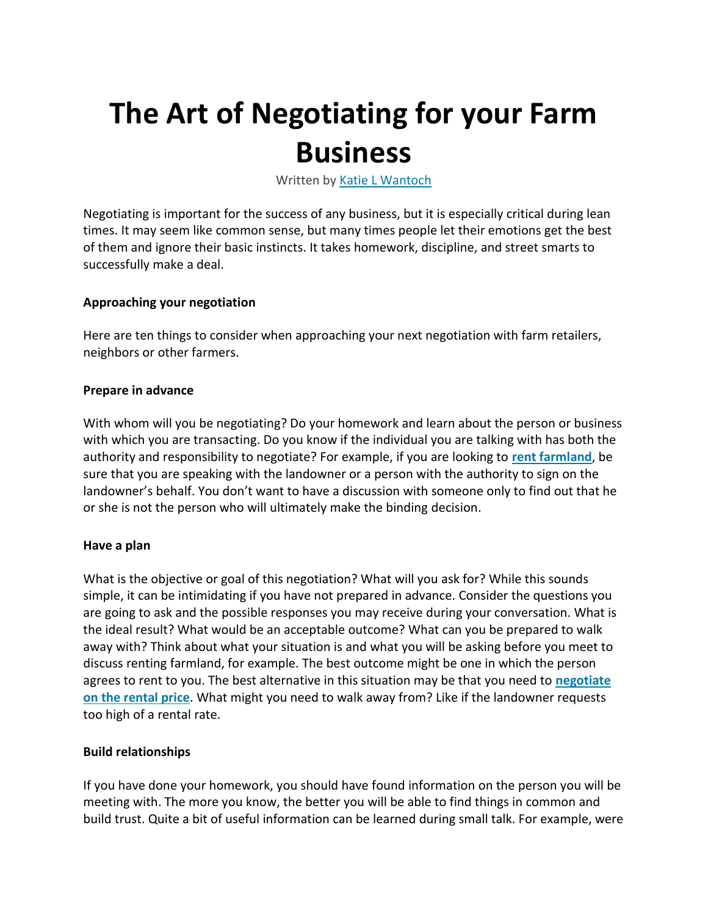# The Art of Negotiating for your Farm Business

Written by Katie L Wantoch

Negotiating is important for the success of any business, but it is especially critical during lean times. It may seem like common sense, but many times people let their emotions get the best of them and ignore their basic instincts. It takes homework, discipline, and street smarts to successfully make a deal.

**Approaching your negotiation**

Here are ten things to consider when approaching your next negotiation with farm retailers, neighbors or other farmers.

**Prepare in advance**

With whom will you be negotiating? Do your homework and learn about the person or business with which you are transacting. Do you know if the individual you are talking with has both the authority and responsibility to negotiate? For example, if you are looking to **rent farmland**, be sure that you are speaking with the landowner or a person with the authority to sign on the landowner's behalf. You don't want to have a discussion with someone only to find out that he or she is not the person who will ultimately make the binding decision.

**Have a plan**

What is the objective or goal of this negotiation? What will you ask for? While this sounds simple, it can be intimidating if you have not prepared in advance. Consider the questions you are going to ask and the possible responses you may receive during your conversation. What is the ideal result? What would be an acceptable outcome? What can you be prepared to walk away with? Think about what your situation is and what you will be asking before you meet to discuss renting farmland, for example. The best outcome might be one in which the person agrees to rent to you. The best alternative in this situation may be that you need to **negotiate on the rental price**. What might you need to walk away from? Like if the landowner requests too high of a rental rate.

**Build relationships**

If you have done your homework, you should have found information on the person you will be meeting with. The more you know, the better you will be able to find things in common and build trust. Quite a bit of useful information can be learned during small talk. For example, were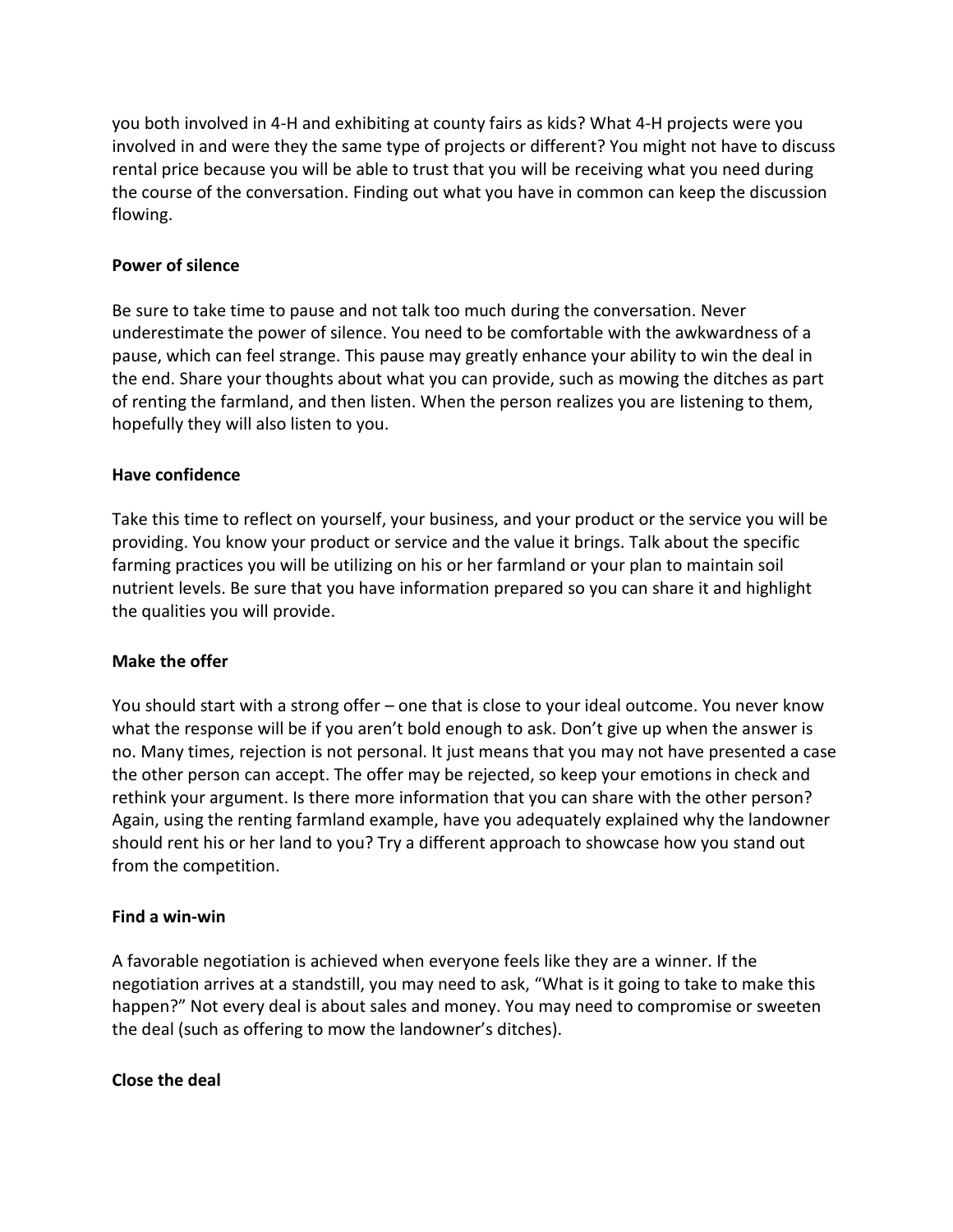you both involved in 4-H and exhibiting at county fairs as kids? What 4-H projects were you involved in and were they the same type of projects or different? You might not have to discuss rental price because you will be able to trust that you will be receiving what you need during the course of the conversation. Finding out what you have in common can keep the discussion flowing.

**Power of silence**

Be sure to take time to pause and not talk too much during the conversation. Never underestimate the power of silence. You need to be comfortable with the awkwardness of a pause, which can feel strange. This pause may greatly enhance your ability to win the deal in the end. Share your thoughts about what you can provide, such as mowing the ditches as part of renting the farmland, and then listen. When the person realizes you are listening to them, hopefully they will also listen to you.

**Have confidence**

Take this time to reflect on yourself, your business, and your product or the service you will be providing. You know your product or service and the value it brings. Talk about the specific farming practices you will be utilizing on his or her farmland or your plan to maintain soil nutrient levels. Be sure that you have information prepared so you can share it and highlight the qualities you will provide.

**Make the offer**

You should start with a strong offer – one that is close to your ideal outcome. You never know what the response will be if you aren't bold enough to ask. Don't give up when the answer is no. Many times, rejection is not personal. It just means that you may not have presented a case the other person can accept. The offer may be rejected, so keep your emotions in check and rethink your argument. Is there more information that you can share with the other person? Again, using the renting farmland example, have you adequately explained why the landowner should rent his or her land to you? Try a different approach to showcase how you stand out from the competition.

**Find a win-win**

A favorable negotiation is achieved when everyone feels like they are a winner. If the negotiation arrives at a standstill, you may need to ask, "What is it going to take to make this happen?" Not every deal is about sales and money. You may need to compromise or sweeten the deal (such as offering to mow the landowner's ditches).

**Close the deal**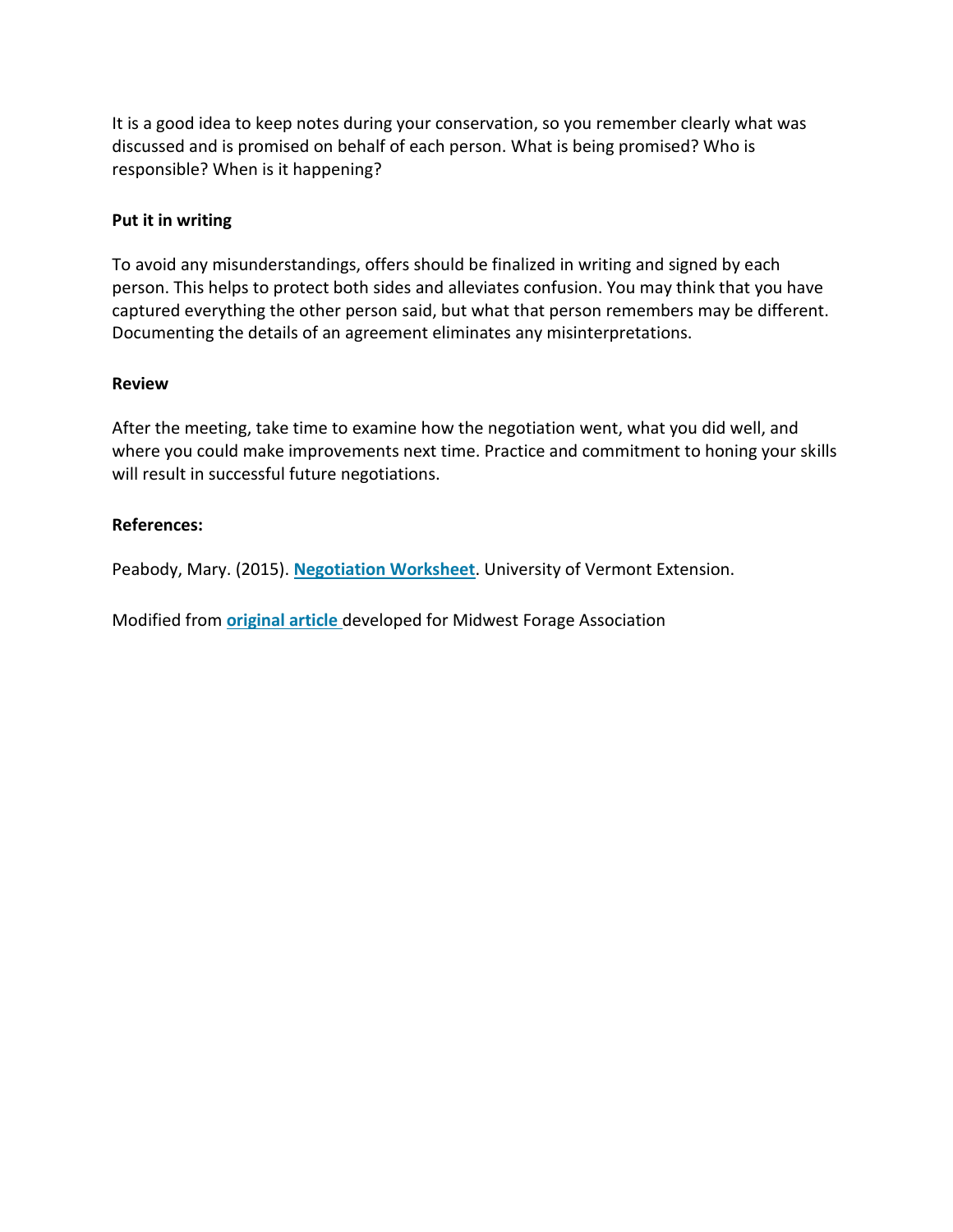It is a good idea to keep notes during your conservation, so you remember clearly what was discussed and is promised on behalf of each person. What is being promised? Who is responsible? When is it happening?

**Put it in writing**

To avoid any misunderstandings, offers should be finalized in writing and signed by each person. This helps to protect both sides and alleviates confusion. You may think that you have captured everything the other person said, but what that person remembers may be different. Documenting the details of an agreement eliminates any misinterpretations.

**Review**

After the meeting, take time to examine how the negotiation went, what you did well, and where you could make improvements next time. Practice and commitment to honing your skills will result in successful future negotiations.

**References:**

Peabody, Mary. (2015). **Negotiation Worksheet**. University of Vermont Extension.

Modified from **original article** developed for Midwest Forage Association